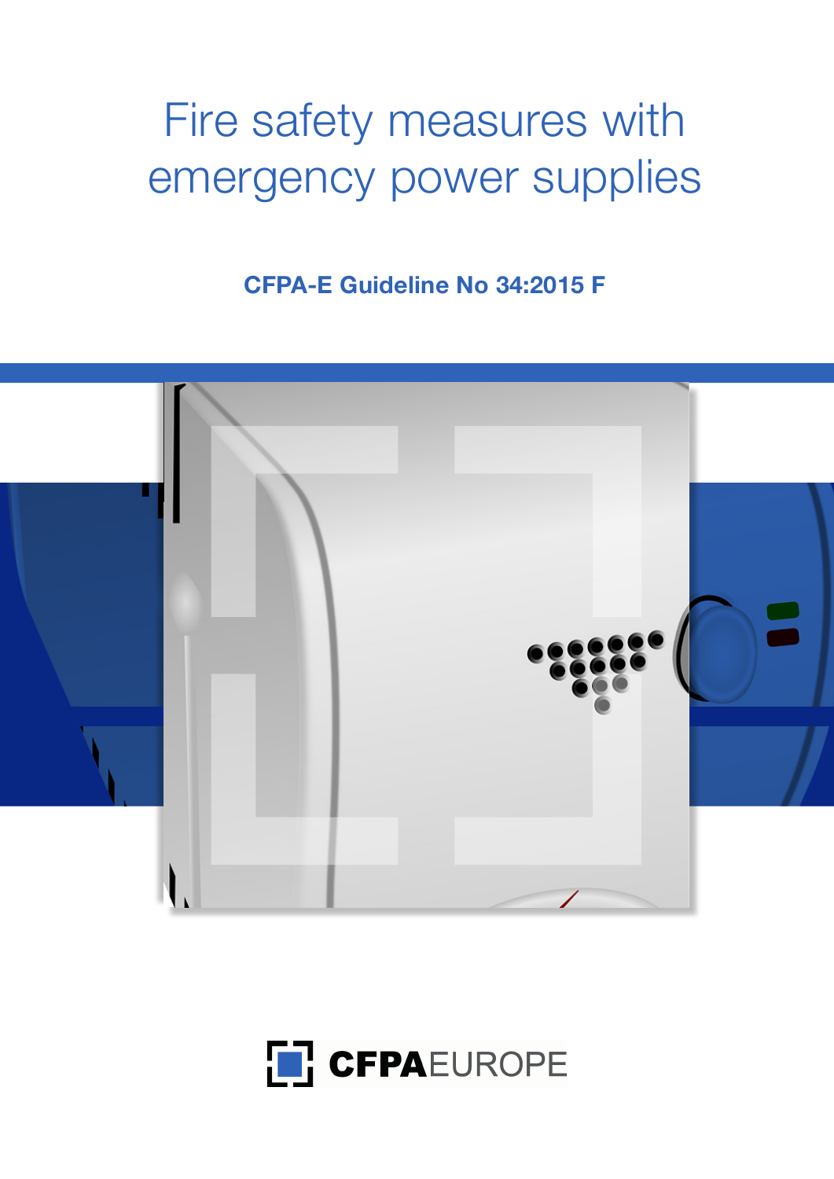# Fire safety measures with emergency power supplies

**CFPA-E Guideline No 34:2015 F**

CFPA EUROPE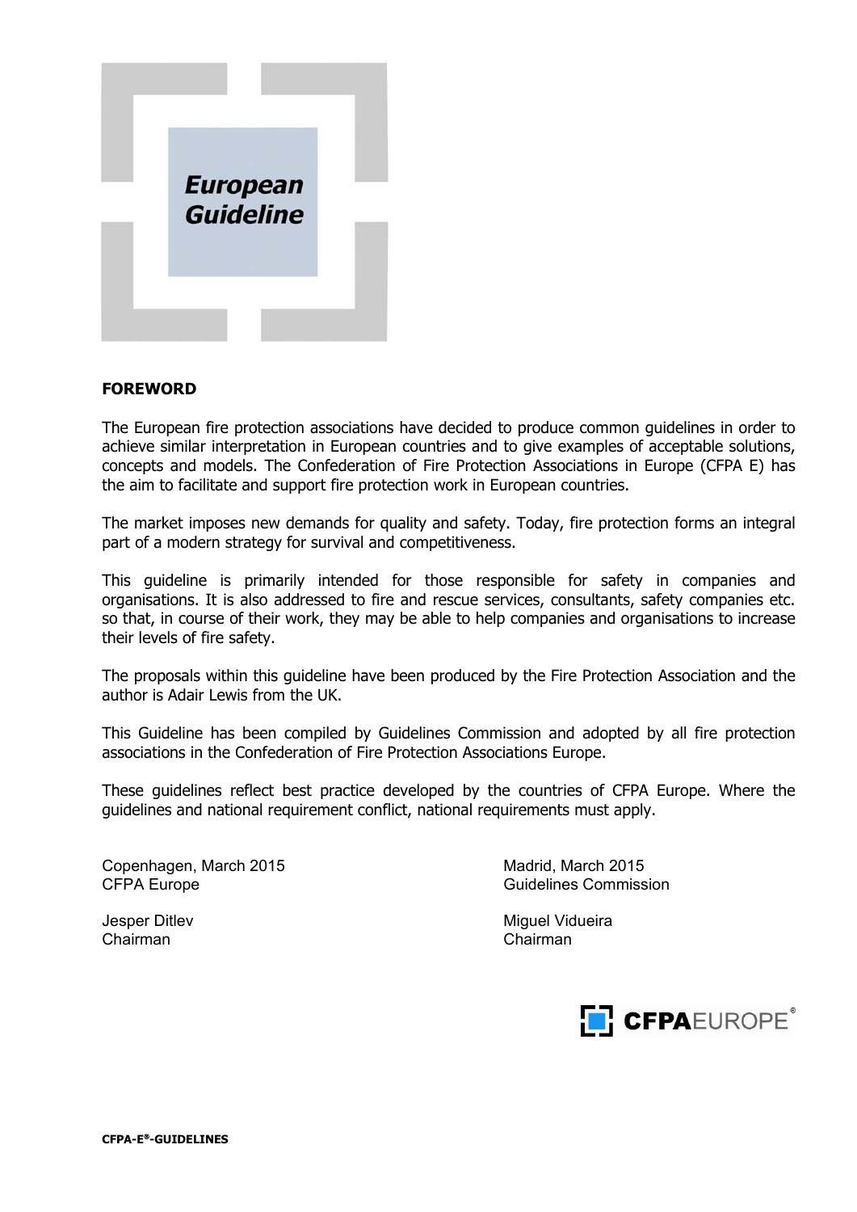**European Guideline**

**FOREWORD**

The European fire protection associations have decided to produce common guidelines in order to achieve similar interpretation in European countries and to give examples of acceptable solutions, concepts and models. The Confederation of Fire Protection Associations in Europe (CFPA E) has the aim to facilitate and support fire protection work in European countries.

The market imposes new demands for quality and safety. Today, fire protection forms an integral part of a modern strategy for survival and competitiveness.

This guideline is primarily intended for those responsible for safety in companies and organisations. It is also addressed to fire and rescue services, consultants, safety companies etc. so that, in course of their work, they may be able to help companies and organisations to increase their levels of fire safety.

The proposals within this guideline have been produced by the Fire Protection Association and the author is Adair Lewis from the UK.

This Guideline has been compiled by Guidelines Commission and adopted by all fire protection associations in the Confederation of Fire Protection Associations Europe.

These guidelines reflect best practice developed by the countries of CFPA Europe. Where the guidelines and national requirement conflict, national requirements must apply.

Copenhagen, March 2015
CFPA Europe

Jesper Ditlev
Chairman

Madrid, March 2015
Guidelines Commission

Miguel Vidueira
Chairman

CFPAEUROPE®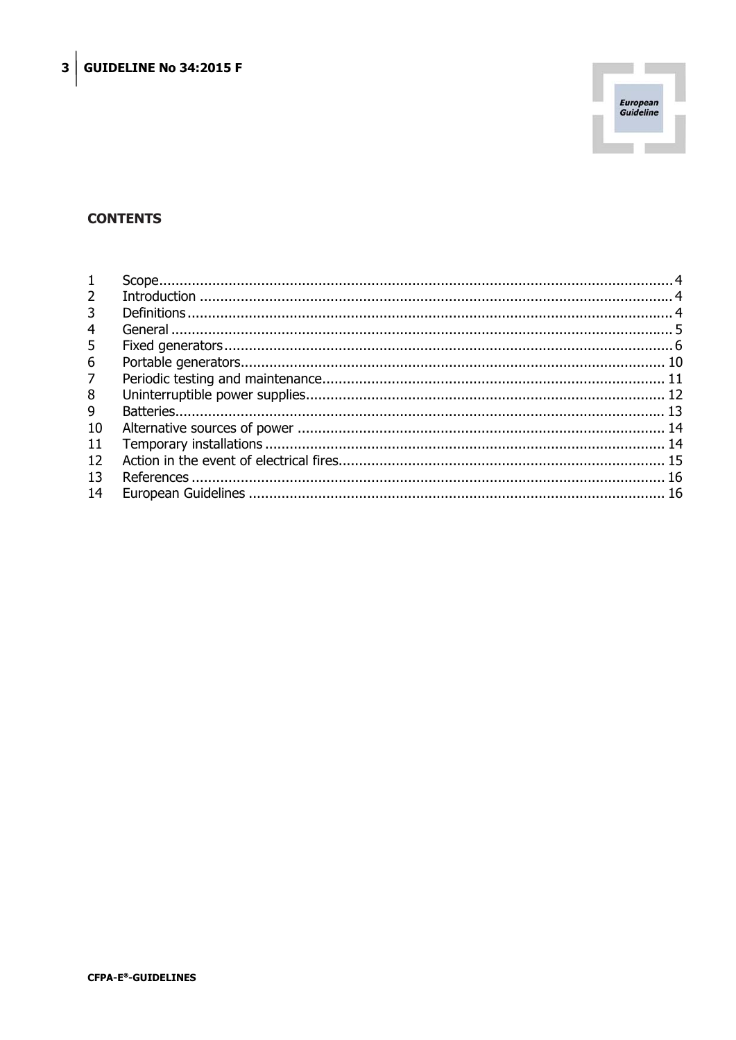## CONTENTS

| | | |
|---|---|---|
| 1 | Scope | 4 |
| 2 | Introduction | 4 |
| 3 | Definitions | 4 |
| 4 | General | 5 |
| 5 | Fixed generators | 6 |
| 6 | Portable generators | 10 |
| 7 | Periodic testing and maintenance | 11 |
| 8 | Uninterruptible power supplies | 12 |
| 9 | Batteries | 13 |
| 10 | Alternative sources of power | 14 |
| 11 | Temporary installations | 14 |
| 12 | Action in the event of electrical fires | 15 |
| 13 | References | 16 |
| 14 | European Guidelines | 16 |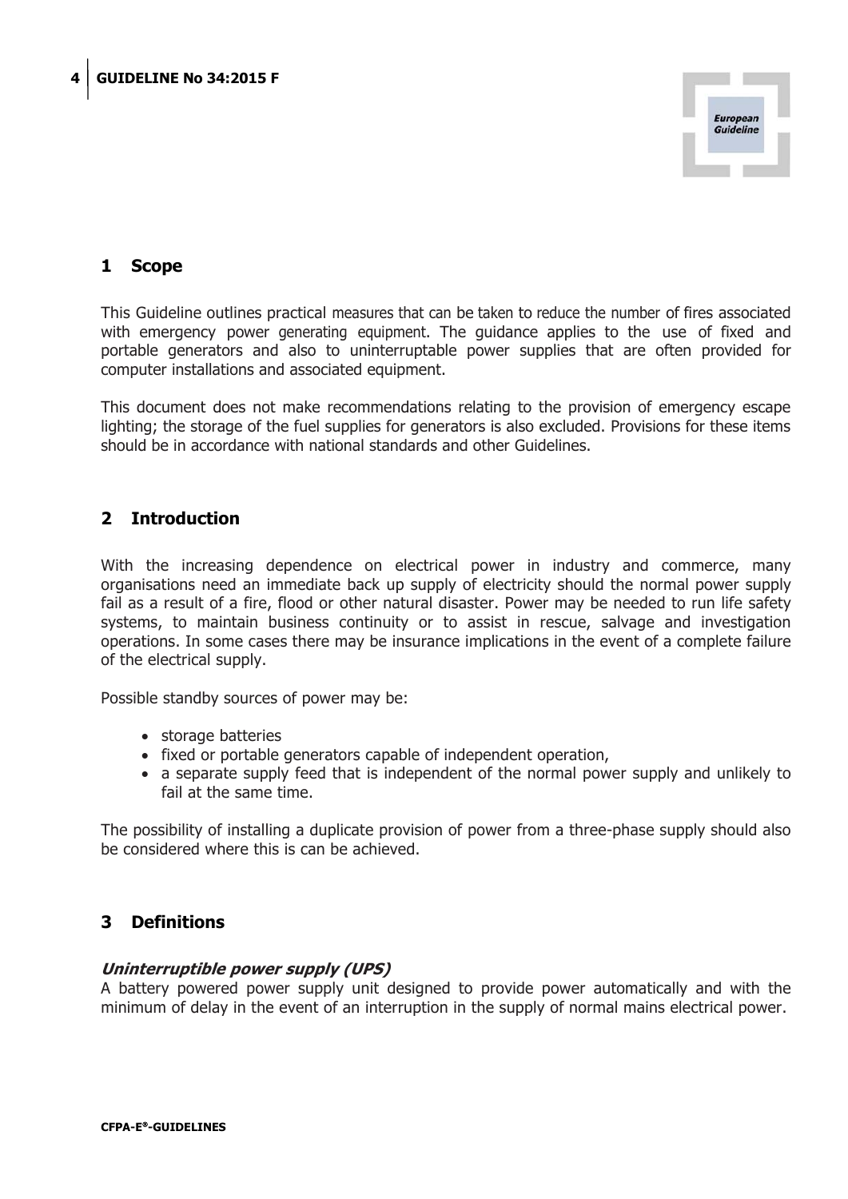## 1 Scope

This Guideline outlines practical measures that can be taken to reduce the number of fires associated with emergency power generating equipment. The guidance applies to the use of fixed and portable generators and also to uninterruptable power supplies that are often provided for computer installations and associated equipment.

This document does not make recommendations relating to the provision of emergency escape lighting; the storage of the fuel supplies for generators is also excluded. Provisions for these items should be in accordance with national standards and other Guidelines.

## 2 Introduction

With the increasing dependence on electrical power in industry and commerce, many organisations need an immediate back up supply of electricity should the normal power supply fail as a result of a fire, flood or other natural disaster. Power may be needed to run life safety systems, to maintain business continuity or to assist in rescue, salvage and investigation operations. In some cases there may be insurance implications in the event of a complete failure of the electrical supply.

Possible standby sources of power may be:

- storage batteries
- fixed or portable generators capable of independent operation,
- a separate supply feed that is independent of the normal power supply and unlikely to fail at the same time.

The possibility of installing a duplicate provision of power from a three-phase supply should also be considered where this is can be achieved.

## 3 Definitions

***Uninterruptible power supply (UPS)***
A battery powered power supply unit designed to provide power automatically and with the minimum of delay in the event of an interruption in the supply of normal mains electrical power.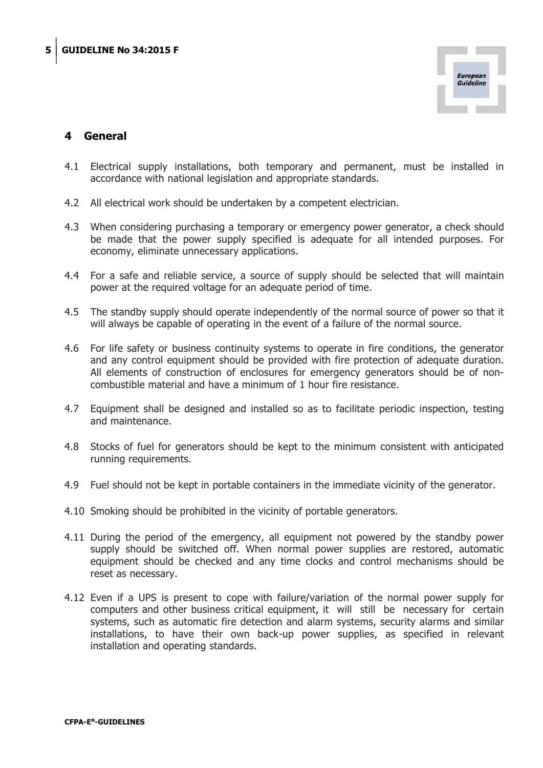## 4 General

4.1 Electrical supply installations, both temporary and permanent, must be installed in accordance with national legislation and appropriate standards.

4.2 All electrical work should be undertaken by a competent electrician.

4.3 When considering purchasing a temporary or emergency power generator, a check should be made that the power supply specified is adequate for all intended purposes. For economy, eliminate unnecessary applications.

4.4 For a safe and reliable service, a source of supply should be selected that will maintain power at the required voltage for an adequate period of time.

4.5 The standby supply should operate independently of the normal source of power so that it will always be capable of operating in the event of a failure of the normal source.

4.6 For life safety or business continuity systems to operate in fire conditions, the generator and any control equipment should be provided with fire protection of adequate duration. All elements of construction of enclosures for emergency generators should be of non-combustible material and have a minimum of 1 hour fire resistance.

4.7 Equipment shall be designed and installed so as to facilitate periodic inspection, testing and maintenance.

4.8 Stocks of fuel for generators should be kept to the minimum consistent with anticipated running requirements.

4.9 Fuel should not be kept in portable containers in the immediate vicinity of the generator.

4.10 Smoking should be prohibited in the vicinity of portable generators.

4.11 During the period of the emergency, all equipment not powered by the standby power supply should be switched off. When normal power supplies are restored, automatic equipment should be checked and any time clocks and control mechanisms should be reset as necessary.

4.12 Even if a UPS is present to cope with failure/variation of the normal power supply for computers and other business critical equipment, it will still be necessary for certain systems, such as automatic fire detection and alarm systems, security alarms and similar installations, to have their own back-up power supplies, as specified in relevant installation and operating standards.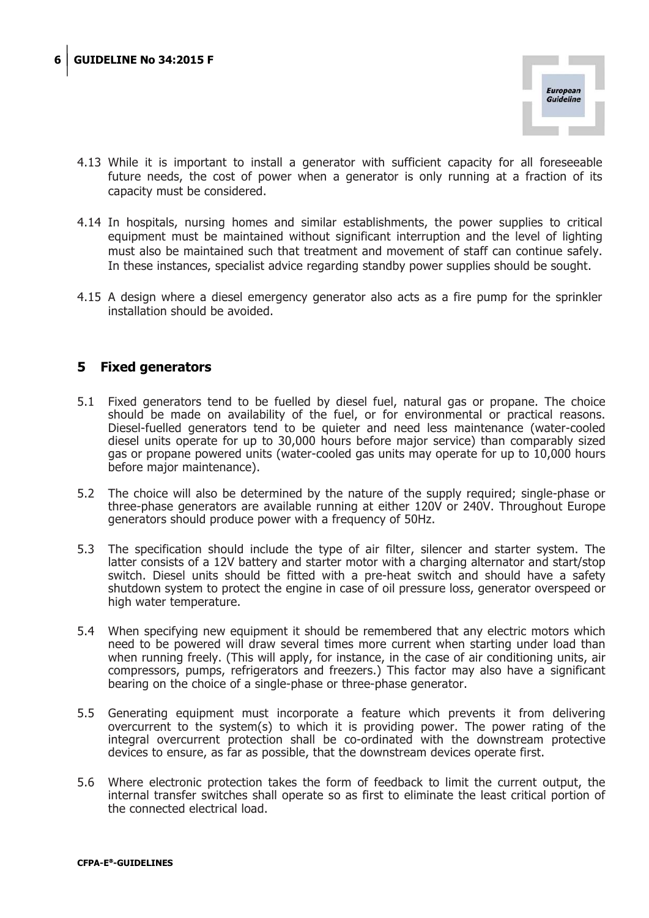4.13 While it is important to install a generator with sufficient capacity for all foreseeable future needs, the cost of power when a generator is only running at a fraction of its capacity must be considered.

4.14 In hospitals, nursing homes and similar establishments, the power supplies to critical equipment must be maintained without significant interruption and the level of lighting must also be maintained such that treatment and movement of staff can continue safely. In these instances, specialist advice regarding standby power supplies should be sought.

4.15 A design where a diesel emergency generator also acts as a fire pump for the sprinkler installation should be avoided.

## 5 Fixed generators

5.1 Fixed generators tend to be fuelled by diesel fuel, natural gas or propane. The choice should be made on availability of the fuel, or for environmental or practical reasons. Diesel-fuelled generators tend to be quieter and need less maintenance (water-cooled diesel units operate for up to 30,000 hours before major service) than comparably sized gas or propane powered units (water-cooled gas units may operate for up to 10,000 hours before major maintenance).

5.2 The choice will also be determined by the nature of the supply required; single-phase or three-phase generators are available running at either 120V or 240V. Throughout Europe generators should produce power with a frequency of 50Hz.

5.3 The specification should include the type of air filter, silencer and starter system. The latter consists of a 12V battery and starter motor with a charging alternator and start/stop switch. Diesel units should be fitted with a pre-heat switch and should have a safety shutdown system to protect the engine in case of oil pressure loss, generator overspeed or high water temperature.

5.4 When specifying new equipment it should be remembered that any electric motors which need to be powered will draw several times more current when starting under load than when running freely. (This will apply, for instance, in the case of air conditioning units, air compressors, pumps, refrigerators and freezers.) This factor may also have a significant bearing on the choice of a single-phase or three-phase generator.

5.5 Generating equipment must incorporate a feature which prevents it from delivering overcurrent to the system(s) to which it is providing power. The power rating of the integral overcurrent protection shall be co-ordinated with the downstream protective devices to ensure, as far as possible, that the downstream devices operate first.

5.6 Where electronic protection takes the form of feedback to limit the current output, the internal transfer switches shall operate so as first to eliminate the least critical portion of the connected electrical load.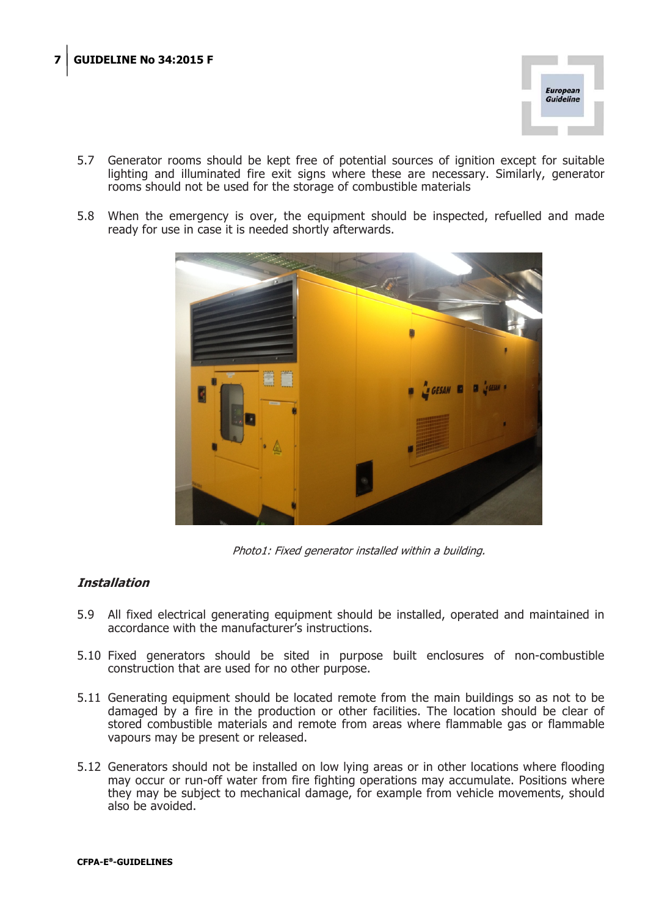5.7 Generator rooms should be kept free of potential sources of ignition except for suitable lighting and illuminated fire exit signs where these are necessary. Similarly, generator rooms should not be used for the storage of combustible materials

5.8 When the emergency is over, the equipment should be inspected, refuelled and made ready for use in case it is needed shortly afterwards.

*Photo1: Fixed generator installed within a building.*

### *Installation*

5.9 All fixed electrical generating equipment should be installed, operated and maintained in accordance with the manufacturer's instructions.

5.10 Fixed generators should be sited in purpose built enclosures of non-combustible construction that are used for no other purpose.

5.11 Generating equipment should be located remote from the main buildings so as not to be damaged by a fire in the production or other facilities. The location should be clear of stored combustible materials and remote from areas where flammable gas or flammable vapours may be present or released.

5.12 Generators should not be installed on low lying areas or in other locations where flooding may occur or run-off water from fire fighting operations may accumulate. Positions where they may be subject to mechanical damage, for example from vehicle movements, should also be avoided.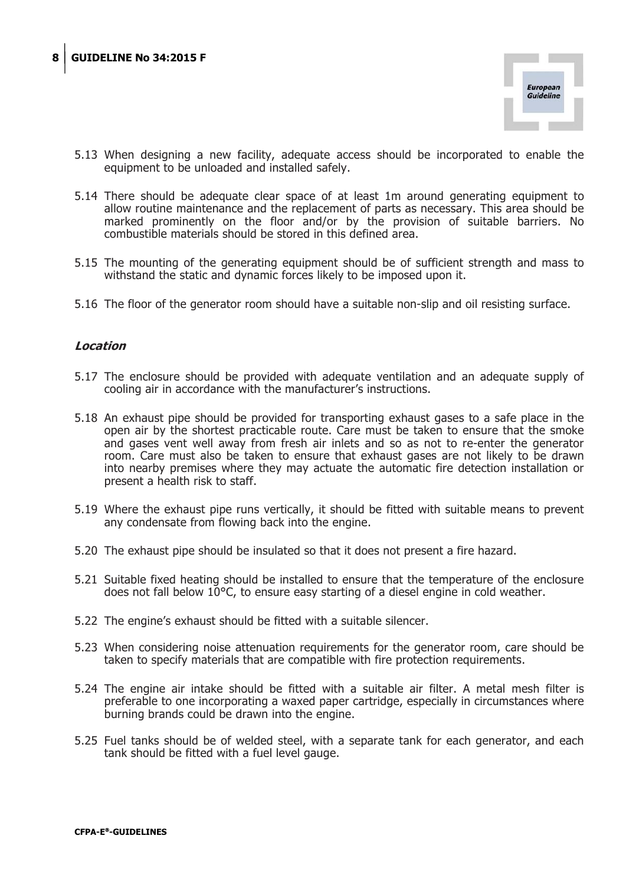5.13 When designing a new facility, adequate access should be incorporated to enable the equipment to be unloaded and installed safely.

5.14 There should be adequate clear space of at least 1m around generating equipment to allow routine maintenance and the replacement of parts as necessary. This area should be marked prominently on the floor and/or by the provision of suitable barriers. No combustible materials should be stored in this defined area.

5.15 The mounting of the generating equipment should be of sufficient strength and mass to withstand the static and dynamic forces likely to be imposed upon it.

5.16 The floor of the generator room should have a suitable non-slip and oil resisting surface.

### *Location*

5.17 The enclosure should be provided with adequate ventilation and an adequate supply of cooling air in accordance with the manufacturer's instructions.

5.18 An exhaust pipe should be provided for transporting exhaust gases to a safe place in the open air by the shortest practicable route. Care must be taken to ensure that the smoke and gases vent well away from fresh air inlets and so as not to re-enter the generator room. Care must also be taken to ensure that exhaust gases are not likely to be drawn into nearby premises where they may actuate the automatic fire detection installation or present a health risk to staff.

5.19 Where the exhaust pipe runs vertically, it should be fitted with suitable means to prevent any condensate from flowing back into the engine.

5.20 The exhaust pipe should be insulated so that it does not present a fire hazard.

5.21 Suitable fixed heating should be installed to ensure that the temperature of the enclosure does not fall below 10°C, to ensure easy starting of a diesel engine in cold weather.

5.22 The engine's exhaust should be fitted with a suitable silencer.

5.23 When considering noise attenuation requirements for the generator room, care should be taken to specify materials that are compatible with fire protection requirements.

5.24 The engine air intake should be fitted with a suitable air filter. A metal mesh filter is preferable to one incorporating a waxed paper cartridge, especially in circumstances where burning brands could be drawn into the engine.

5.25 Fuel tanks should be of welded steel, with a separate tank for each generator, and each tank should be fitted with a fuel level gauge.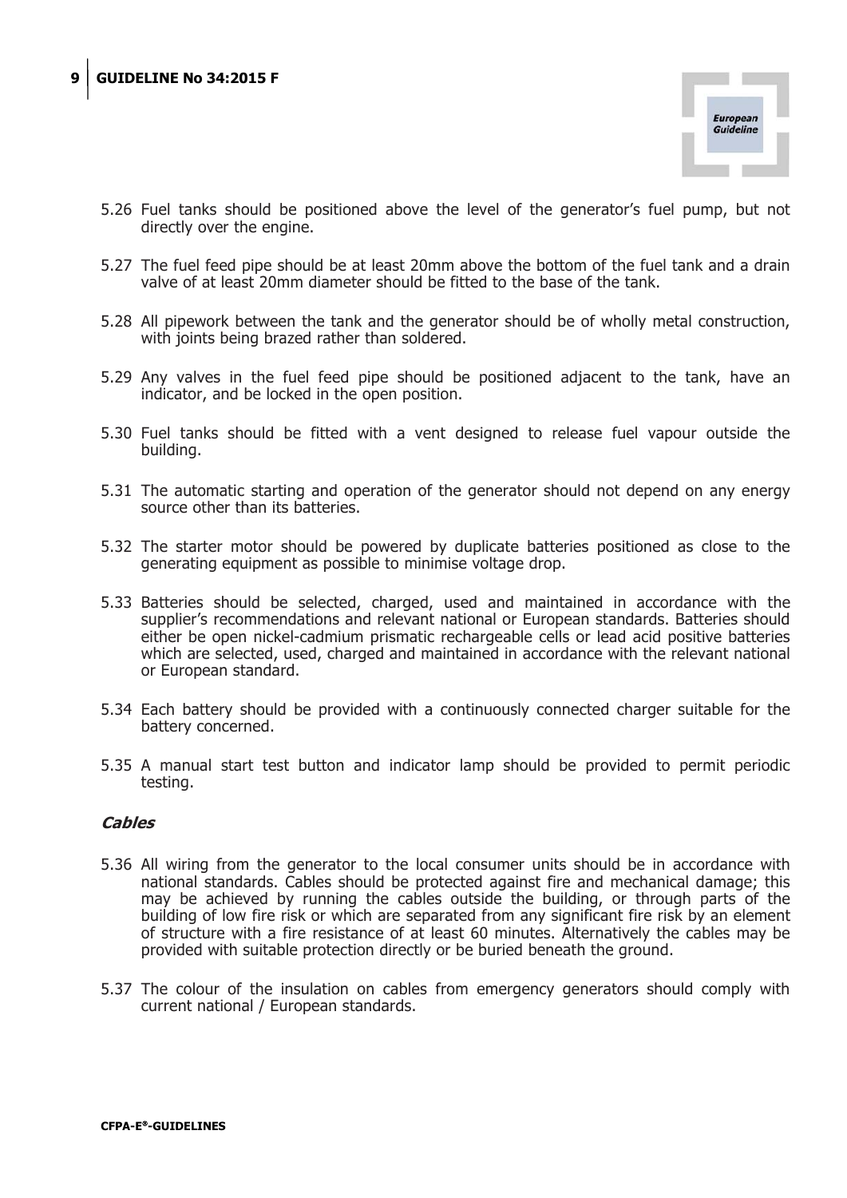5.26 Fuel tanks should be positioned above the level of the generator's fuel pump, but not directly over the engine.

5.27 The fuel feed pipe should be at least 20mm above the bottom of the fuel tank and a drain valve of at least 20mm diameter should be fitted to the base of the tank.

5.28 All pipework between the tank and the generator should be of wholly metal construction, with joints being brazed rather than soldered.

5.29 Any valves in the fuel feed pipe should be positioned adjacent to the tank, have an indicator, and be locked in the open position.

5.30 Fuel tanks should be fitted with a vent designed to release fuel vapour outside the building.

5.31 The automatic starting and operation of the generator should not depend on any energy source other than its batteries.

5.32 The starter motor should be powered by duplicate batteries positioned as close to the generating equipment as possible to minimise voltage drop.

5.33 Batteries should be selected, charged, used and maintained in accordance with the supplier's recommendations and relevant national or European standards. Batteries should either be open nickel-cadmium prismatic rechargeable cells or lead acid positive batteries which are selected, used, charged and maintained in accordance with the relevant national or European standard.

5.34 Each battery should be provided with a continuously connected charger suitable for the battery concerned.

5.35 A manual start test button and indicator lamp should be provided to permit periodic testing.

***Cables***

5.36 All wiring from the generator to the local consumer units should be in accordance with national standards. Cables should be protected against fire and mechanical damage; this may be achieved by running the cables outside the building, or through parts of the building of low fire risk or which are separated from any significant fire risk by an element of structure with a fire resistance of at least 60 minutes. Alternatively the cables may be provided with suitable protection directly or be buried beneath the ground.

5.37 The colour of the insulation on cables from emergency generators should comply with current national / European standards.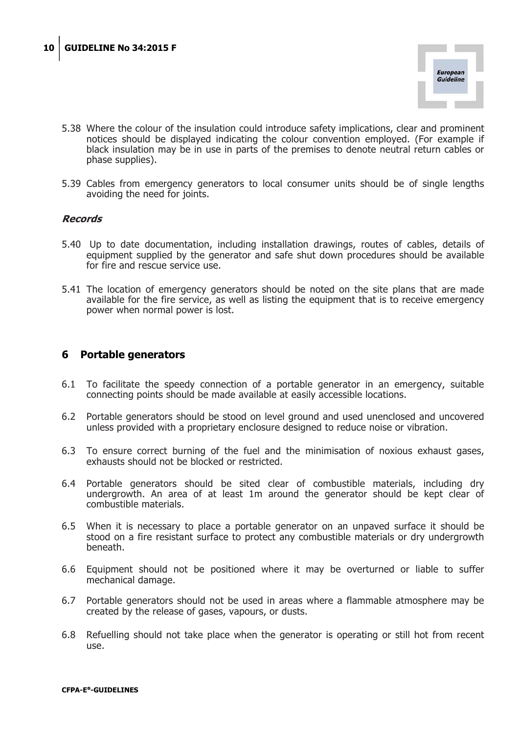5.38 Where the colour of the insulation could introduce safety implications, clear and prominent notices should be displayed indicating the colour convention employed. (For example if black insulation may be in use in parts of the premises to denote neutral return cables or phase supplies).

5.39 Cables from emergency generators to local consumer units should be of single lengths avoiding the need for joints.

***Records***

5.40 Up to date documentation, including installation drawings, routes of cables, details of equipment supplied by the generator and safe shut down procedures should be available for fire and rescue service use.

5.41 The location of emergency generators should be noted on the site plans that are made available for the fire service, as well as listing the equipment that is to receive emergency power when normal power is lost.

## 6 Portable generators

6.1 To facilitate the speedy connection of a portable generator in an emergency, suitable connecting points should be made available at easily accessible locations.

6.2 Portable generators should be stood on level ground and used unenclosed and uncovered unless provided with a proprietary enclosure designed to reduce noise or vibration.

6.3 To ensure correct burning of the fuel and the minimisation of noxious exhaust gases, exhausts should not be blocked or restricted.

6.4 Portable generators should be sited clear of combustible materials, including dry undergrowth. An area of at least 1m around the generator should be kept clear of combustible materials.

6.5 When it is necessary to place a portable generator on an unpaved surface it should be stood on a fire resistant surface to protect any combustible materials or dry undergrowth beneath.

6.6 Equipment should not be positioned where it may be overturned or liable to suffer mechanical damage.

6.7 Portable generators should not be used in areas where a flammable atmosphere may be created by the release of gases, vapours, or dusts.

6.8 Refuelling should not take place when the generator is operating or still hot from recent use.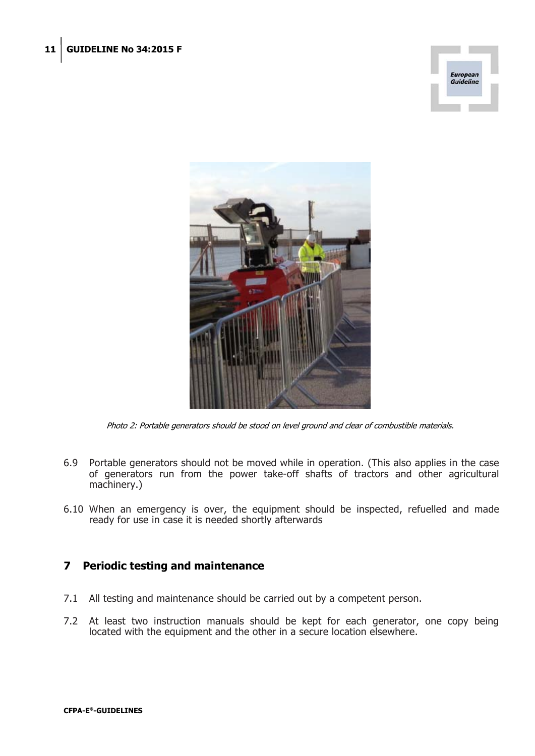*Photo 2: Portable generators should be stood on level ground and clear of combustible materials.*

6.9 Portable generators should not be moved while in operation. (This also applies in the case of generators run from the power take-off shafts of tractors and other agricultural machinery.)

6.10 When an emergency is over, the equipment should be inspected, refuelled and made ready for use in case it is needed shortly afterwards

## 7 Periodic testing and maintenance

7.1 All testing and maintenance should be carried out by a competent person.

7.2 At least two instruction manuals should be kept for each generator, one copy being located with the equipment and the other in a secure location elsewhere.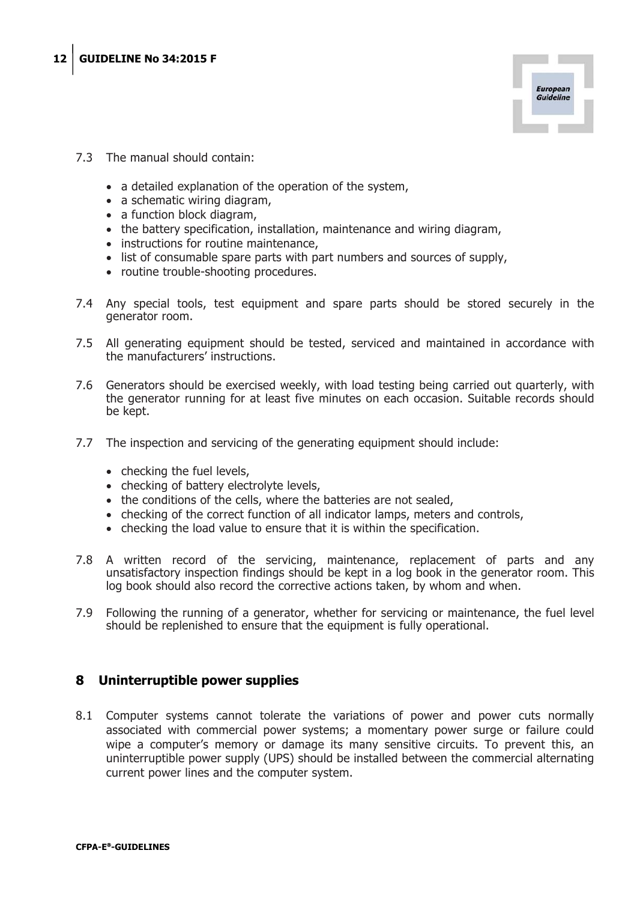7.3 The manual should contain:

- a detailed explanation of the operation of the system,
- a schematic wiring diagram,
- a function block diagram,
- the battery specification, installation, maintenance and wiring diagram,
- instructions for routine maintenance,
- list of consumable spare parts with part numbers and sources of supply,
- routine trouble-shooting procedures.

7.4 Any special tools, test equipment and spare parts should be stored securely in the generator room.

7.5 All generating equipment should be tested, serviced and maintained in accordance with the manufacturers' instructions.

7.6 Generators should be exercised weekly, with load testing being carried out quarterly, with the generator running for at least five minutes on each occasion. Suitable records should be kept.

7.7 The inspection and servicing of the generating equipment should include:

- checking the fuel levels,
- checking of battery electrolyte levels,
- the conditions of the cells, where the batteries are not sealed,
- checking of the correct function of all indicator lamps, meters and controls,
- checking the load value to ensure that it is within the specification.

7.8 A written record of the servicing, maintenance, replacement of parts and any unsatisfactory inspection findings should be kept in a log book in the generator room. This log book should also record the corrective actions taken, by whom and when.

7.9 Following the running of a generator, whether for servicing or maintenance, the fuel level should be replenished to ensure that the equipment is fully operational.

## 8 Uninterruptible power supplies

8.1 Computer systems cannot tolerate the variations of power and power cuts normally associated with commercial power systems; a momentary power surge or failure could wipe a computer's memory or damage its many sensitive circuits. To prevent this, an uninterruptible power supply (UPS) should be installed between the commercial alternating current power lines and the computer system.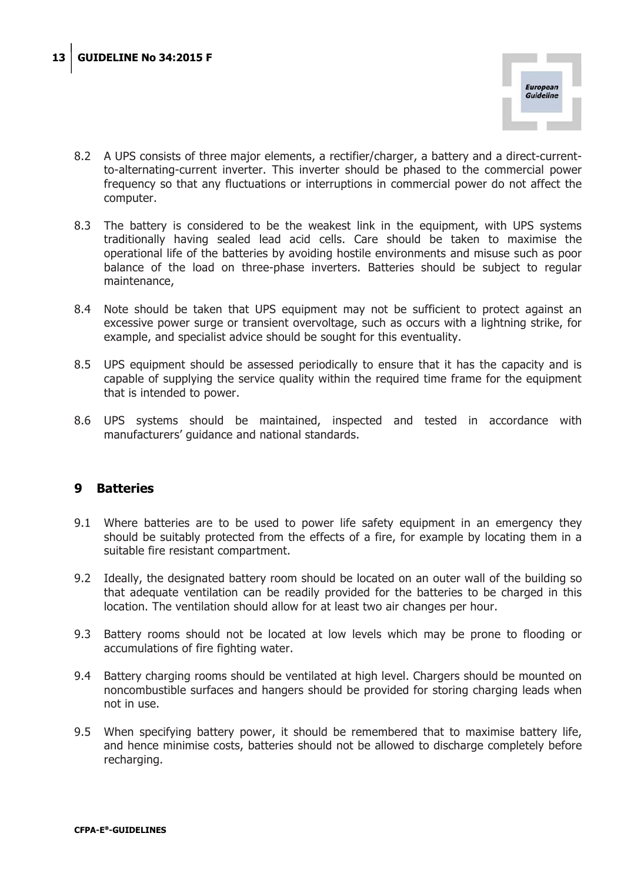8.2 A UPS consists of three major elements, a rectifier/charger, a battery and a direct-current-to-alternating-current inverter. This inverter should be phased to the commercial power frequency so that any fluctuations or interruptions in commercial power do not affect the computer.

8.3 The battery is considered to be the weakest link in the equipment, with UPS systems traditionally having sealed lead acid cells. Care should be taken to maximise the operational life of the batteries by avoiding hostile environments and misuse such as poor balance of the load on three-phase inverters. Batteries should be subject to regular maintenance,

8.4 Note should be taken that UPS equipment may not be sufficient to protect against an excessive power surge or transient overvoltage, such as occurs with a lightning strike, for example, and specialist advice should be sought for this eventuality.

8.5 UPS equipment should be assessed periodically to ensure that it has the capacity and is capable of supplying the service quality within the required time frame for the equipment that is intended to power.

8.6 UPS systems should be maintained, inspected and tested in accordance with manufacturers' guidance and national standards.

## 9 Batteries

9.1 Where batteries are to be used to power life safety equipment in an emergency they should be suitably protected from the effects of a fire, for example by locating them in a suitable fire resistant compartment.

9.2 Ideally, the designated battery room should be located on an outer wall of the building so that adequate ventilation can be readily provided for the batteries to be charged in this location. The ventilation should allow for at least two air changes per hour.

9.3 Battery rooms should not be located at low levels which may be prone to flooding or accumulations of fire fighting water.

9.4 Battery charging rooms should be ventilated at high level. Chargers should be mounted on noncombustible surfaces and hangers should be provided for storing charging leads when not in use.

9.5 When specifying battery power, it should be remembered that to maximise battery life, and hence minimise costs, batteries should not be allowed to discharge completely before recharging.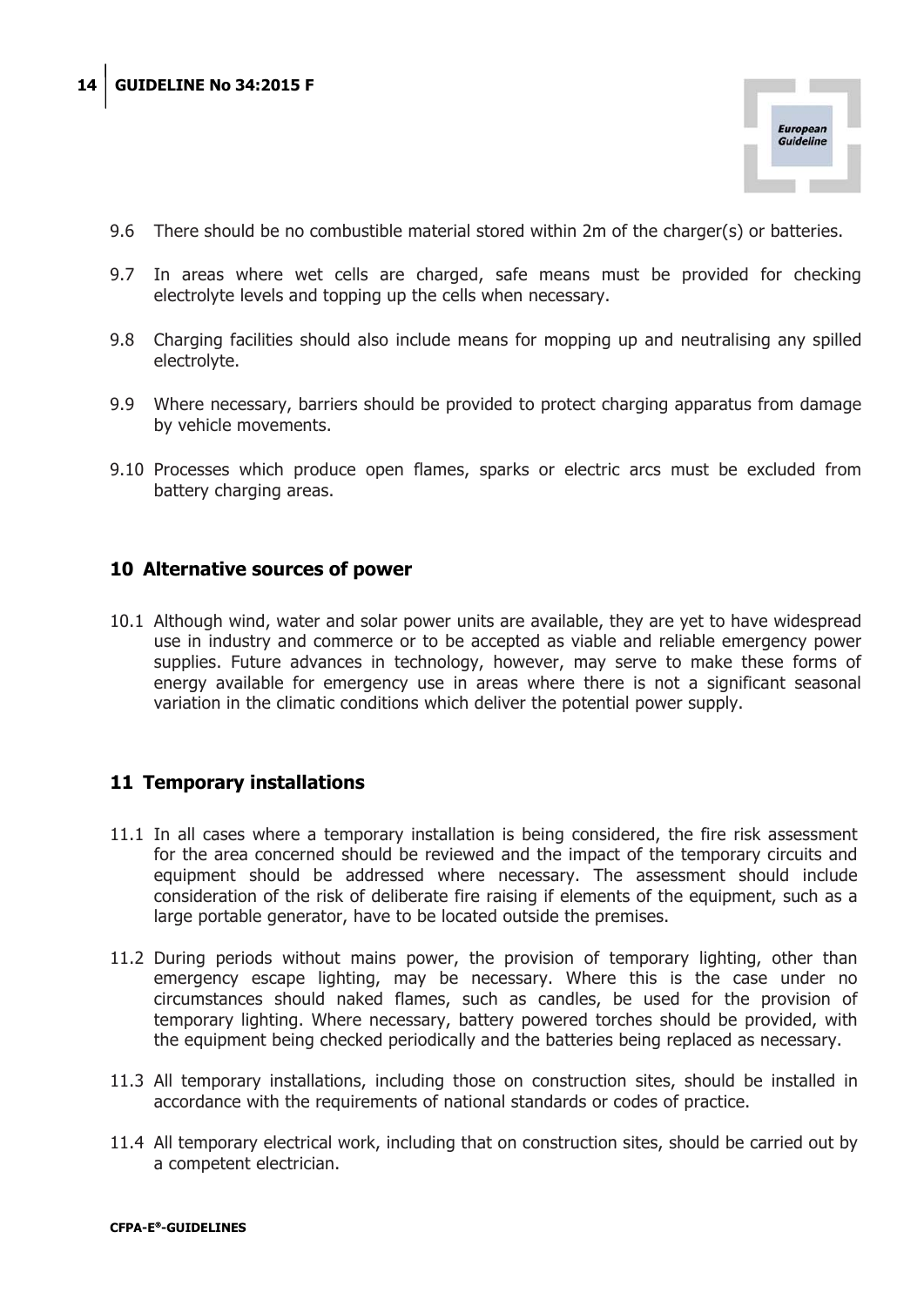9.6 There should be no combustible material stored within 2m of the charger(s) or batteries.

9.7 In areas where wet cells are charged, safe means must be provided for checking electrolyte levels and topping up the cells when necessary.

9.8 Charging facilities should also include means for mopping up and neutralising any spilled electrolyte.

9.9 Where necessary, barriers should be provided to protect charging apparatus from damage by vehicle movements.

9.10 Processes which produce open flames, sparks or electric arcs must be excluded from battery charging areas.

## 10 Alternative sources of power

10.1 Although wind, water and solar power units are available, they are yet to have widespread use in industry and commerce or to be accepted as viable and reliable emergency power supplies. Future advances in technology, however, may serve to make these forms of energy available for emergency use in areas where there is not a significant seasonal variation in the climatic conditions which deliver the potential power supply.

## 11 Temporary installations

11.1 In all cases where a temporary installation is being considered, the fire risk assessment for the area concerned should be reviewed and the impact of the temporary circuits and equipment should be addressed where necessary. The assessment should include consideration of the risk of deliberate fire raising if elements of the equipment, such as a large portable generator, have to be located outside the premises.

11.2 During periods without mains power, the provision of temporary lighting, other than emergency escape lighting, may be necessary. Where this is the case under no circumstances should naked flames, such as candles, be used for the provision of temporary lighting. Where necessary, battery powered torches should be provided, with the equipment being checked periodically and the batteries being replaced as necessary.

11.3 All temporary installations, including those on construction sites, should be installed in accordance with the requirements of national standards or codes of practice.

11.4 All temporary electrical work, including that on construction sites, should be carried out by a competent electrician.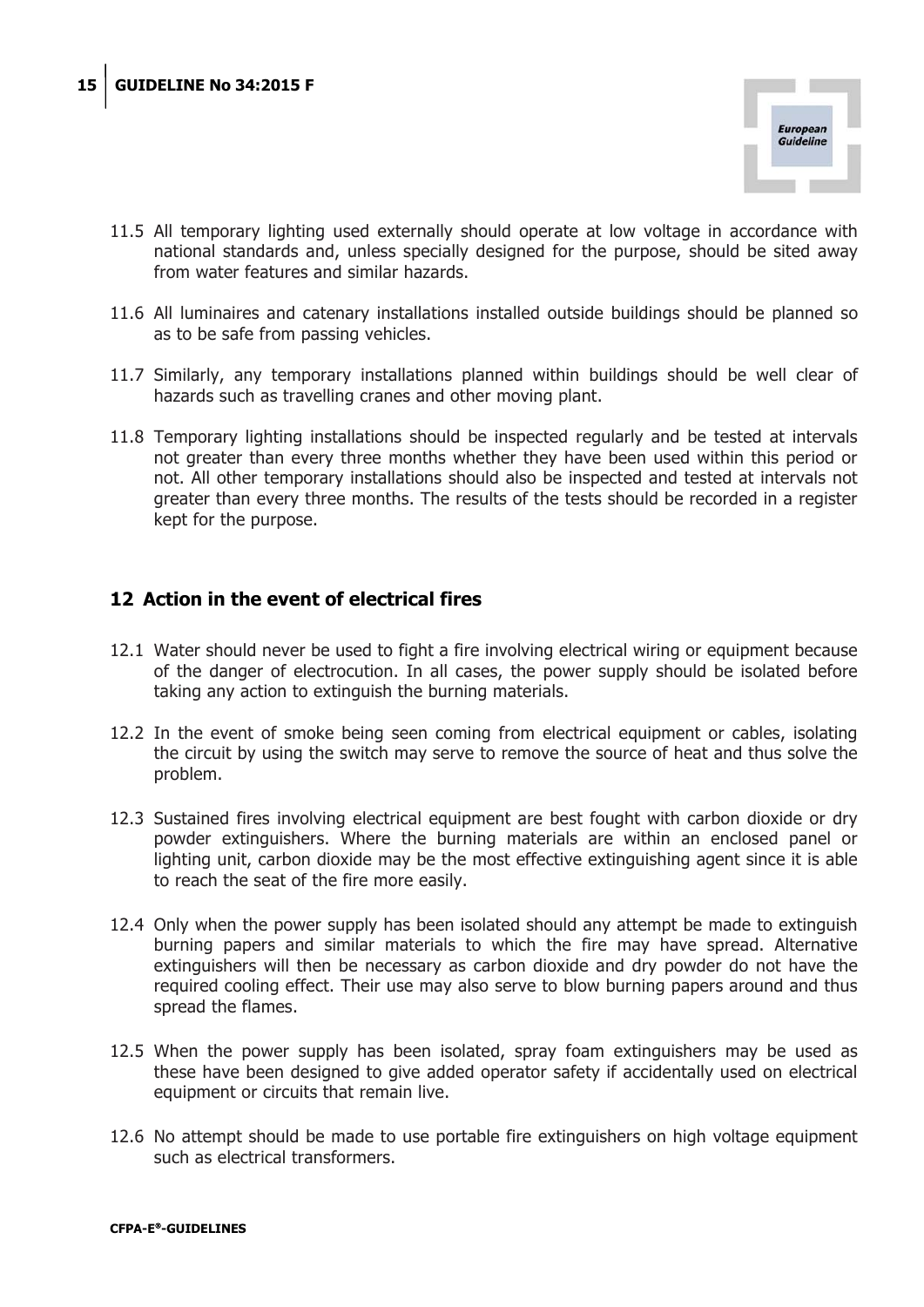11.5 All temporary lighting used externally should operate at low voltage in accordance with national standards and, unless specially designed for the purpose, should be sited away from water features and similar hazards.

11.6 All luminaires and catenary installations installed outside buildings should be planned so as to be safe from passing vehicles.

11.7 Similarly, any temporary installations planned within buildings should be well clear of hazards such as travelling cranes and other moving plant.

11.8 Temporary lighting installations should be inspected regularly and be tested at intervals not greater than every three months whether they have been used within this period or not. All other temporary installations should also be inspected and tested at intervals not greater than every three months. The results of the tests should be recorded in a register kept for the purpose.

## 12 Action in the event of electrical fires

12.1 Water should never be used to fight a fire involving electrical wiring or equipment because of the danger of electrocution. In all cases, the power supply should be isolated before taking any action to extinguish the burning materials.

12.2 In the event of smoke being seen coming from electrical equipment or cables, isolating the circuit by using the switch may serve to remove the source of heat and thus solve the problem.

12.3 Sustained fires involving electrical equipment are best fought with carbon dioxide or dry powder extinguishers. Where the burning materials are within an enclosed panel or lighting unit, carbon dioxide may be the most effective extinguishing agent since it is able to reach the seat of the fire more easily.

12.4 Only when the power supply has been isolated should any attempt be made to extinguish burning papers and similar materials to which the fire may have spread. Alternative extinguishers will then be necessary as carbon dioxide and dry powder do not have the required cooling effect. Their use may also serve to blow burning papers around and thus spread the flames.

12.5 When the power supply has been isolated, spray foam extinguishers may be used as these have been designed to give added operator safety if accidentally used on electrical equipment or circuits that remain live.

12.6 No attempt should be made to use portable fire extinguishers on high voltage equipment such as electrical transformers.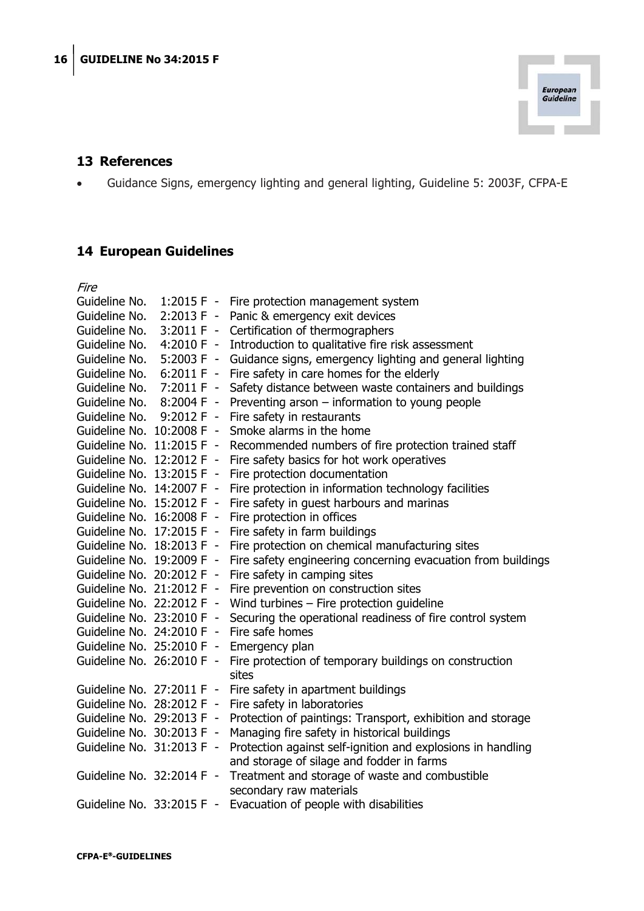## 13 References

- Guidance Signs, emergency lighting and general lighting, Guideline 5: 2003F, CFPA-E

## 14 European Guidelines

*Fire*

Guideline No. 1:2015 F - Fire protection management system
Guideline No. 2:2013 F - Panic & emergency exit devices
Guideline No. 3:2011 F - Certification of thermographers
Guideline No. 4:2010 F - Introduction to qualitative fire risk assessment
Guideline No. 5:2003 F - Guidance signs, emergency lighting and general lighting
Guideline No. 6:2011 F - Fire safety in care homes for the elderly
Guideline No. 7:2011 F - Safety distance between waste containers and buildings
Guideline No. 8:2004 F - Preventing arson – information to young people
Guideline No. 9:2012 F - Fire safety in restaurants
Guideline No. 10:2008 F - Smoke alarms in the home
Guideline No. 11:2015 F - Recommended numbers of fire protection trained staff
Guideline No. 12:2012 F - Fire safety basics for hot work operatives
Guideline No. 13:2015 F - Fire protection documentation
Guideline No. 14:2007 F - Fire protection in information technology facilities
Guideline No. 15:2012 F - Fire safety in guest harbours and marinas
Guideline No. 16:2008 F - Fire protection in offices
Guideline No. 17:2015 F - Fire safety in farm buildings
Guideline No. 18:2013 F - Fire protection on chemical manufacturing sites
Guideline No. 19:2009 F - Fire safety engineering concerning evacuation from buildings
Guideline No. 20:2012 F - Fire safety in camping sites
Guideline No. 21:2012 F - Fire prevention on construction sites
Guideline No. 22:2012 F - Wind turbines – Fire protection guideline
Guideline No. 23:2010 F - Securing the operational readiness of fire control system
Guideline No. 24:2010 F - Fire safe homes
Guideline No. 25:2010 F - Emergency plan
Guideline No. 26:2010 F - Fire protection of temporary buildings on construction sites
Guideline No. 27:2011 F - Fire safety in apartment buildings
Guideline No. 28:2012 F - Fire safety in laboratories
Guideline No. 29:2013 F - Protection of paintings: Transport, exhibition and storage
Guideline No. 30:2013 F - Managing fire safety in historical buildings
Guideline No. 31:2013 F - Protection against self-ignition and explosions in handling and storage of silage and fodder in farms
Guideline No. 32:2014 F - Treatment and storage of waste and combustible secondary raw materials
Guideline No. 33:2015 F - Evacuation of people with disabilities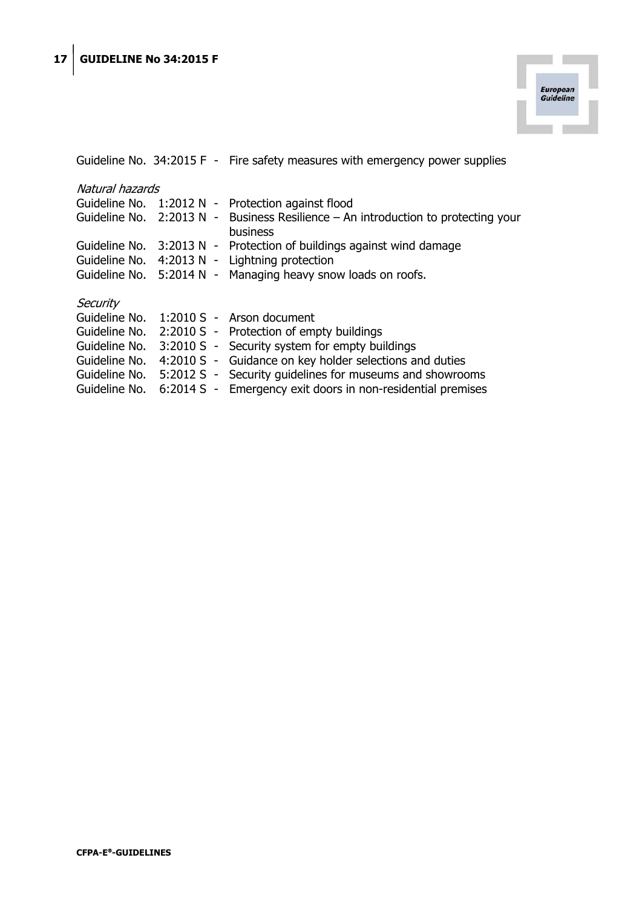Guideline No. 34:2015 F - Fire safety measures with emergency power supplies

*Natural hazards*

Guideline No. 1:2012 N - Protection against flood
Guideline No. 2:2013 N - Business Resilience – An introduction to protecting your business
Guideline No. 3:2013 N - Protection of buildings against wind damage
Guideline No. 4:2013 N - Lightning protection
Guideline No. 5:2014 N - Managing heavy snow loads on roofs.

*Security*

Guideline No. 1:2010 S - Arson document
Guideline No. 2:2010 S - Protection of empty buildings
Guideline No. 3:2010 S - Security system for empty buildings
Guideline No. 4:2010 S - Guidance on key holder selections and duties
Guideline No. 5:2012 S - Security guidelines for museums and showrooms
Guideline No. 6:2014 S - Emergency exit doors in non-residential premises